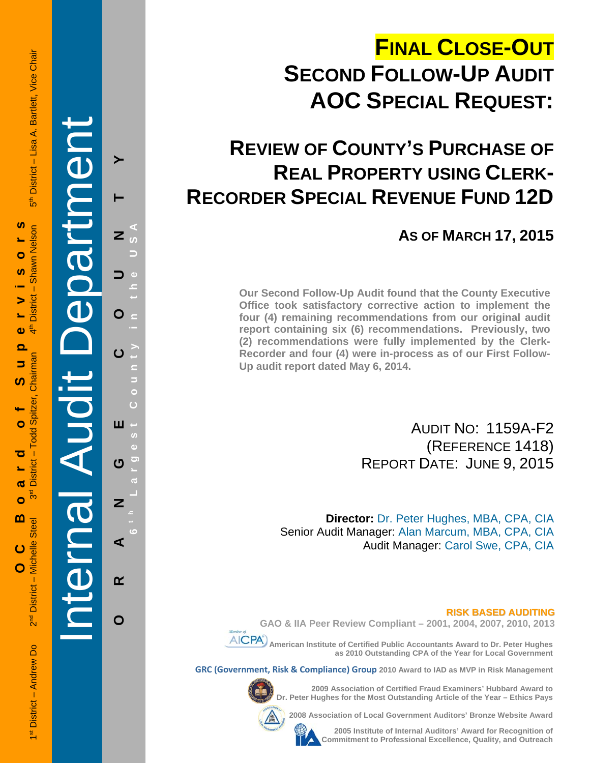# FINAL CLOSE-OUT

# SECOND FOLLOW-UP AUDIT AOC SPECIAL REQUEST:

# REVIEW OF COUNTY'S PURCHASE OF REAL PROPERTY USING CLERK-RECORDER SPECIAL REVENUE FUND 12D

## AS OF MARCH 17, 2015

**Our Second Follow-Up Audit found that the County Executive Office took satisfactory corrective action to implement the four (4) remaining recommendations from our original audit report containing six (6) recommendations. Previously, two (2) recommendations were fully implemented by the Clerk-Recorder and four (4) were in-process as of our First Follow-Up audit report dated May 6, 2014.**

AUDIT NO: 1159A-F2
(REFERENCE 1418)
REPORT DATE: JUNE 9, 2015

**Director:** Dr. Peter Hughes, MBA, CPA, CIA
Senior Audit Manager: Alan Marcum, MBA, CPA, CIA
Audit Manager: Carol Swe, CPA, CIA

**RISK BASED AUDITING**

GAO & IIA Peer Review Compliant – 2001, 2004, 2007, 2010, 2013

American Institute of Certified Public Accountants Award to Dr. Peter Hughes as 2010 Outstanding CPA of the Year for Local Government

GRC (Government, Risk & Compliance) Group 2010 Award to IAD as MVP in Risk Management

2009 Association of Certified Fraud Examiners' Hubbard Award to Dr. Peter Hughes for the Most Outstanding Article of the Year – Ethics Pays

2008 Association of Local Government Auditors' Bronze Website Award

2005 Institute of Internal Auditors' Award for Recognition of Commitment to Professional Excellence, Quality, and Outreach

Internal Audit Department

ORANGE COUNTY 6th Largest County in the USA

OC Board of Supervisors

1st District – Andrew Do | 2nd District – Michelle Steel | 3rd District – Todd Spitzer, Chairman | 4th District – Shawn Nelson | 5th District – Lisa A. Bartlett, Vice Chair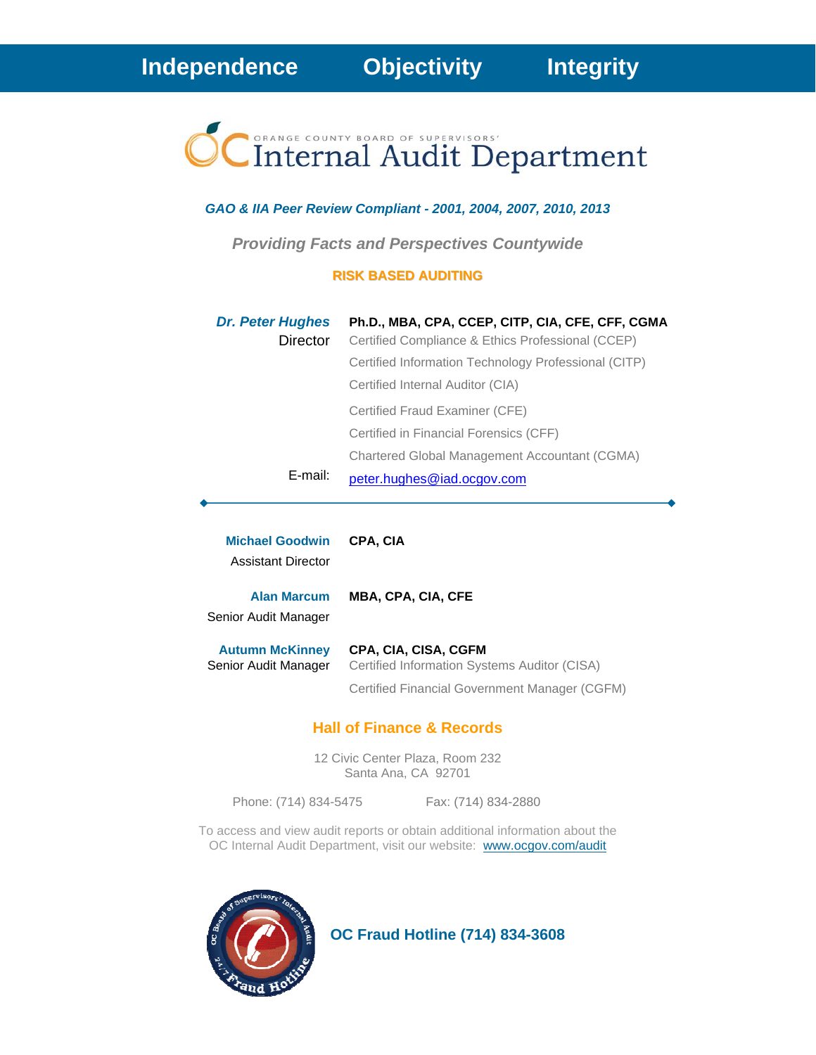**Independence Objectivity Integrity**

ORANGE COUNTY BOARD OF SUPERVISORS'

# Internal Audit Department

***GAO & IIA Peer Review Compliant - 2001, 2004, 2007, 2010, 2013***

***Providing Facts and Perspectives Countywide***

**RISK BASED AUDITING**

***Dr. Peter Hughes*** **Ph.D., MBA, CPA, CCEP, CITP, CIA, CFE, CFF, CGMA**
Director
Certified Compliance & Ethics Professional (CCEP)
Certified Information Technology Professional (CITP)
Certified Internal Auditor (CIA)
Certified Fraud Examiner (CFE)
Certified in Financial Forensics (CFF)
Chartered Global Management Accountant (CGMA)

E-mail: peter.hughes@iad.ocgov.com

---

**Michael Goodwin** **CPA, CIA**
Assistant Director

**Alan Marcum** **MBA, CPA, CIA, CFE**
Senior Audit Manager

**Autumn McKinney** **CPA, CIA, CISA, CGFM**
Senior Audit Manager
Certified Information Systems Auditor (CISA)
Certified Financial Government Manager (CGFM)

## Hall of Finance & Records

12 Civic Center Plaza, Room 232
Santa Ana, CA 92701

Phone: (714) 834-5475 Fax: (714) 834-2880

To access and view audit reports or obtain additional information about the OC Internal Audit Department, visit our website: www.ocgov.com/audit

**OC Fraud Hotline (714) 834-3608**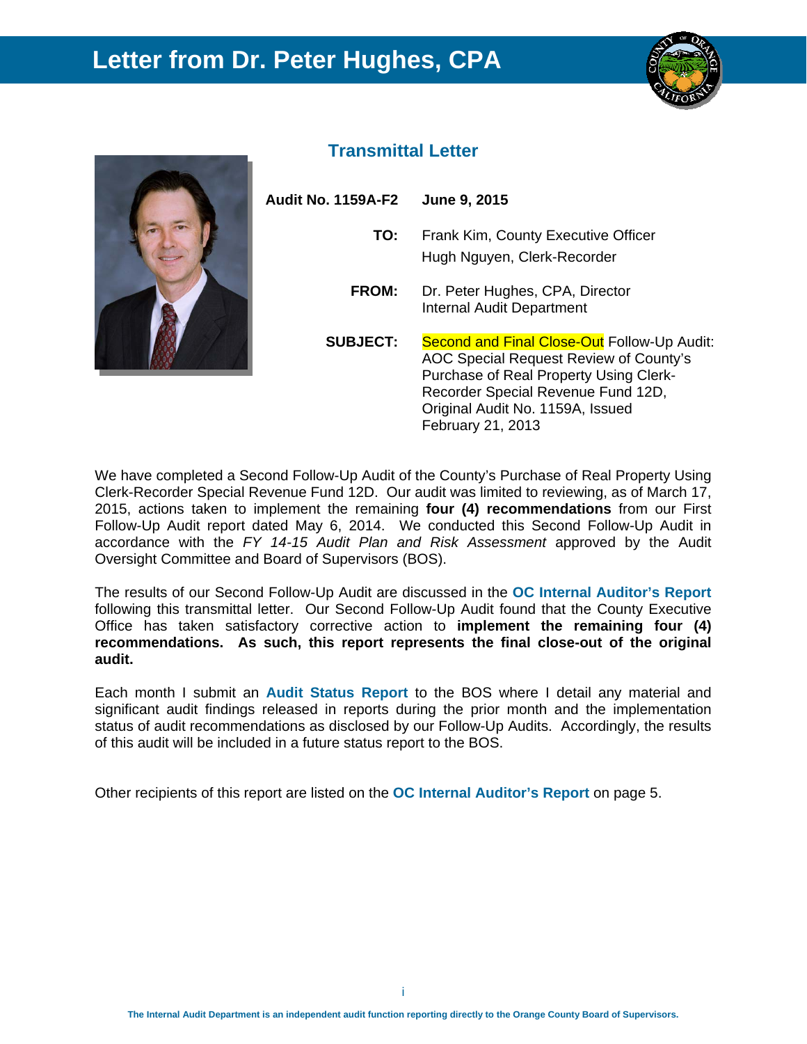# Letter from Dr. Peter Hughes, CPA

## Transmittal Letter

**Audit No. 1159A-F2** **June 9, 2015**

**TO:** Frank Kim, County Executive Officer
Hugh Nguyen, Clerk-Recorder

**FROM:** Dr. Peter Hughes, CPA, Director
Internal Audit Department

**SUBJECT:** Second and Final Close-Out Follow-Up Audit: AOC Special Request Review of County's Purchase of Real Property Using Clerk-Recorder Special Revenue Fund 12D, Original Audit No. 1159A, Issued February 21, 2013

We have completed a Second Follow-Up Audit of the County's Purchase of Real Property Using Clerk-Recorder Special Revenue Fund 12D. Our audit was limited to reviewing, as of March 17, 2015, actions taken to implement the remaining **four (4) recommendations** from our First Follow-Up Audit report dated May 6, 2014. We conducted this Second Follow-Up Audit in accordance with the *FY 14-15 Audit Plan and Risk Assessment* approved by the Audit Oversight Committee and Board of Supervisors (BOS).

The results of our Second Follow-Up Audit are discussed in the **OC Internal Auditor's Report** following this transmittal letter. Our Second Follow-Up Audit found that the County Executive Office has taken satisfactory corrective action to **implement the remaining four (4) recommendations. As such, this report represents the final close-out of the original audit.**

Each month I submit an **Audit Status Report** to the BOS where I detail any material and significant audit findings released in reports during the prior month and the implementation status of audit recommendations as disclosed by our Follow-Up Audits. Accordingly, the results of this audit will be included in a future status report to the BOS.

Other recipients of this report are listed on the **OC Internal Auditor's Report** on page 5.

The Internal Audit Department is an independent audit function reporting directly to the Orange County Board of Supervisors.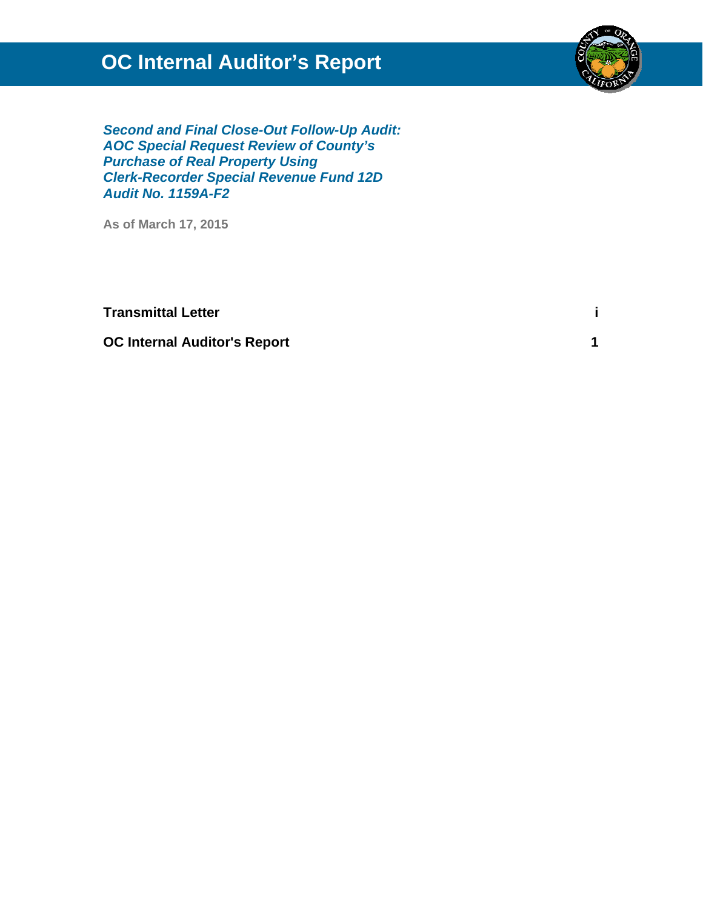# OC Internal Auditor's Report

***Second and Final Close-Out Follow-Up Audit:***
***AOC Special Request Review of County's***
***Purchase of Real Property Using***
***Clerk-Recorder Special Revenue Fund 12D***
***Audit No. 1159A-F2***

**As of March 17, 2015**

| | |
|---|---|
| **Transmittal Letter** | **i** |
| **OC Internal Auditor's Report** | **1** |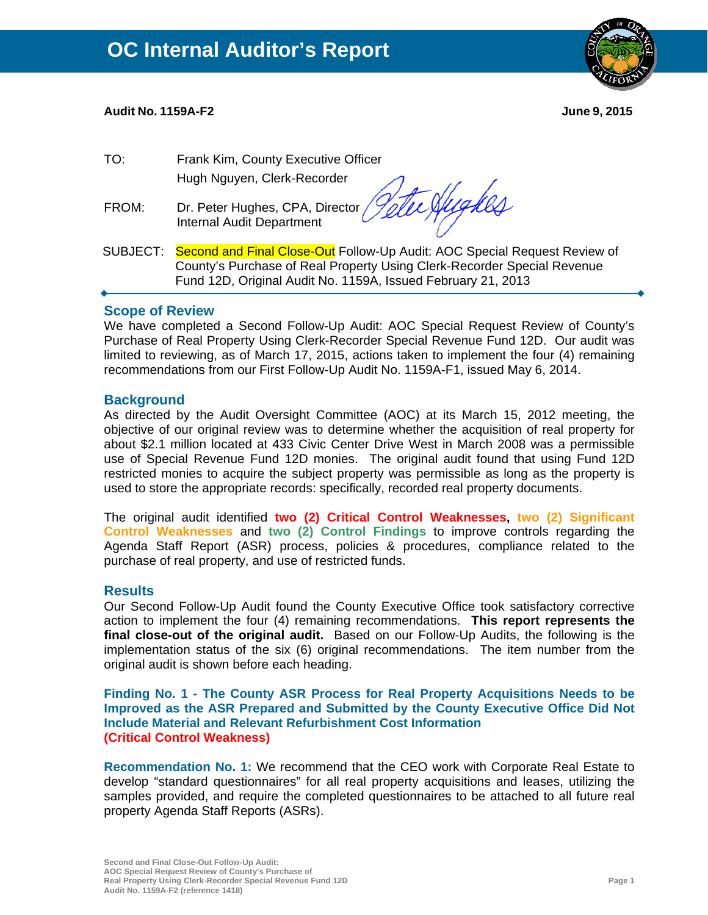# OC Internal Auditor's Report

**Audit No. 1159A-F2** **June 9, 2015**

TO: Frank Kim, County Executive Officer
Hugh Nguyen, Clerk-Recorder

FROM: Dr. Peter Hughes, CPA, Director
Internal Audit Department

SUBJECT: Second and Final Close-Out Follow-Up Audit: AOC Special Request Review of County's Purchase of Real Property Using Clerk-Recorder Special Revenue Fund 12D, Original Audit No. 1159A, Issued February 21, 2013

## Scope of Review

We have completed a Second Follow-Up Audit: AOC Special Request Review of County's Purchase of Real Property Using Clerk-Recorder Special Revenue Fund 12D. Our audit was limited to reviewing, as of March 17, 2015, actions taken to implement the four (4) remaining recommendations from our First Follow-Up Audit No. 1159A-F1, issued May 6, 2014.

## Background

As directed by the Audit Oversight Committee (AOC) at its March 15, 2012 meeting, the objective of our original review was to determine whether the acquisition of real property for about $2.1 million located at 433 Civic Center Drive West in March 2008 was a permissible use of Special Revenue Fund 12D monies. The original audit found that using Fund 12D restricted monies to acquire the subject property was permissible as long as the property is used to store the appropriate records: specifically, recorded real property documents.

The original audit identified **two (2) Critical Control Weaknesses**, **two (2) Significant Control Weaknesses** and **two (2) Control Findings** to improve controls regarding the Agenda Staff Report (ASR) process, policies & procedures, compliance related to the purchase of real property, and use of restricted funds.

## Results

Our Second Follow-Up Audit found the County Executive Office took satisfactory corrective action to implement the four (4) remaining recommendations. **This report represents the final close-out of the original audit.** Based on our Follow-Up Audits, the following is the implementation status of the six (6) original recommendations. The item number from the original audit is shown before each heading.

**Finding No. 1 - The County ASR Process for Real Property Acquisitions Needs to be Improved as the ASR Prepared and Submitted by the County Executive Office Did Not Include Material and Relevant Refurbishment Cost Information**
**(Critical Control Weakness)**

**Recommendation No. 1:** We recommend that the CEO work with Corporate Real Estate to develop "standard questionnaires" for all real property acquisitions and leases, utilizing the samples provided, and require the completed questionnaires to be attached to all future real property Agenda Staff Reports (ASRs).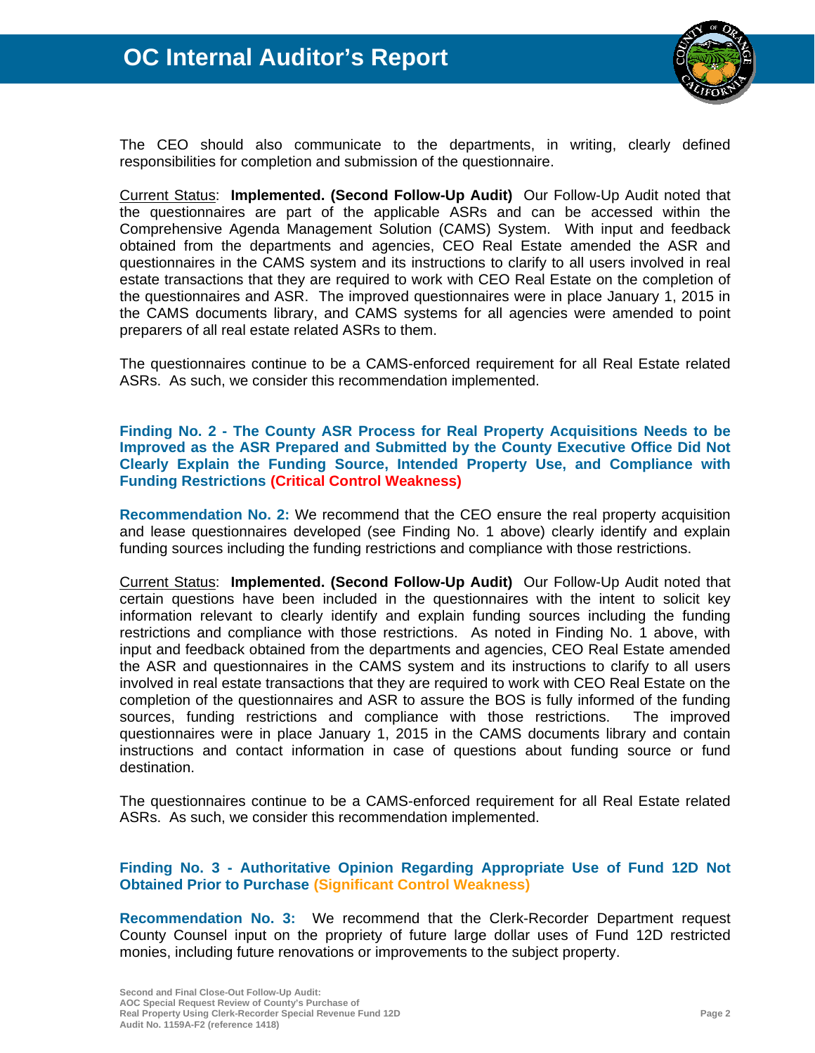The CEO should also communicate to the departments, in writing, clearly defined responsibilities for completion and submission of the questionnaire.

Current Status: **Implemented. (Second Follow-Up Audit)** Our Follow-Up Audit noted that the questionnaires are part of the applicable ASRs and can be accessed within the Comprehensive Agenda Management Solution (CAMS) System. With input and feedback obtained from the departments and agencies, CEO Real Estate amended the ASR and questionnaires in the CAMS system and its instructions to clarify to all users involved in real estate transactions that they are required to work with CEO Real Estate on the completion of the questionnaires and ASR. The improved questionnaires were in place January 1, 2015 in the CAMS documents library, and CAMS systems for all agencies were amended to point preparers of all real estate related ASRs to them.

The questionnaires continue to be a CAMS-enforced requirement for all Real Estate related ASRs. As such, we consider this recommendation implemented.

### Finding No. 2 - The County ASR Process for Real Property Acquisitions Needs to be Improved as the ASR Prepared and Submitted by the County Executive Office Did Not Clearly Explain the Funding Source, Intended Property Use, and Compliance with Funding Restrictions (Critical Control Weakness)

**Recommendation No. 2:** We recommend that the CEO ensure the real property acquisition and lease questionnaires developed (see Finding No. 1 above) clearly identify and explain funding sources including the funding restrictions and compliance with those restrictions.

Current Status: **Implemented. (Second Follow-Up Audit)** Our Follow-Up Audit noted that certain questions have been included in the questionnaires with the intent to solicit key information relevant to clearly identify and explain funding sources including the funding restrictions and compliance with those restrictions. As noted in Finding No. 1 above, with input and feedback obtained from the departments and agencies, CEO Real Estate amended the ASR and questionnaires in the CAMS system and its instructions to clarify to all users involved in real estate transactions that they are required to work with CEO Real Estate on the completion of the questionnaires and ASR to assure the BOS is fully informed of the funding sources, funding restrictions and compliance with those restrictions. The improved questionnaires were in place January 1, 2015 in the CAMS documents library and contain instructions and contact information in case of questions about funding source or fund destination.

The questionnaires continue to be a CAMS-enforced requirement for all Real Estate related ASRs. As such, we consider this recommendation implemented.

### Finding No. 3 - Authoritative Opinion Regarding Appropriate Use of Fund 12D Not Obtained Prior to Purchase (Significant Control Weakness)

**Recommendation No. 3:** We recommend that the Clerk-Recorder Department request County Counsel input on the propriety of future large dollar uses of Fund 12D restricted monies, including future renovations or improvements to the subject property.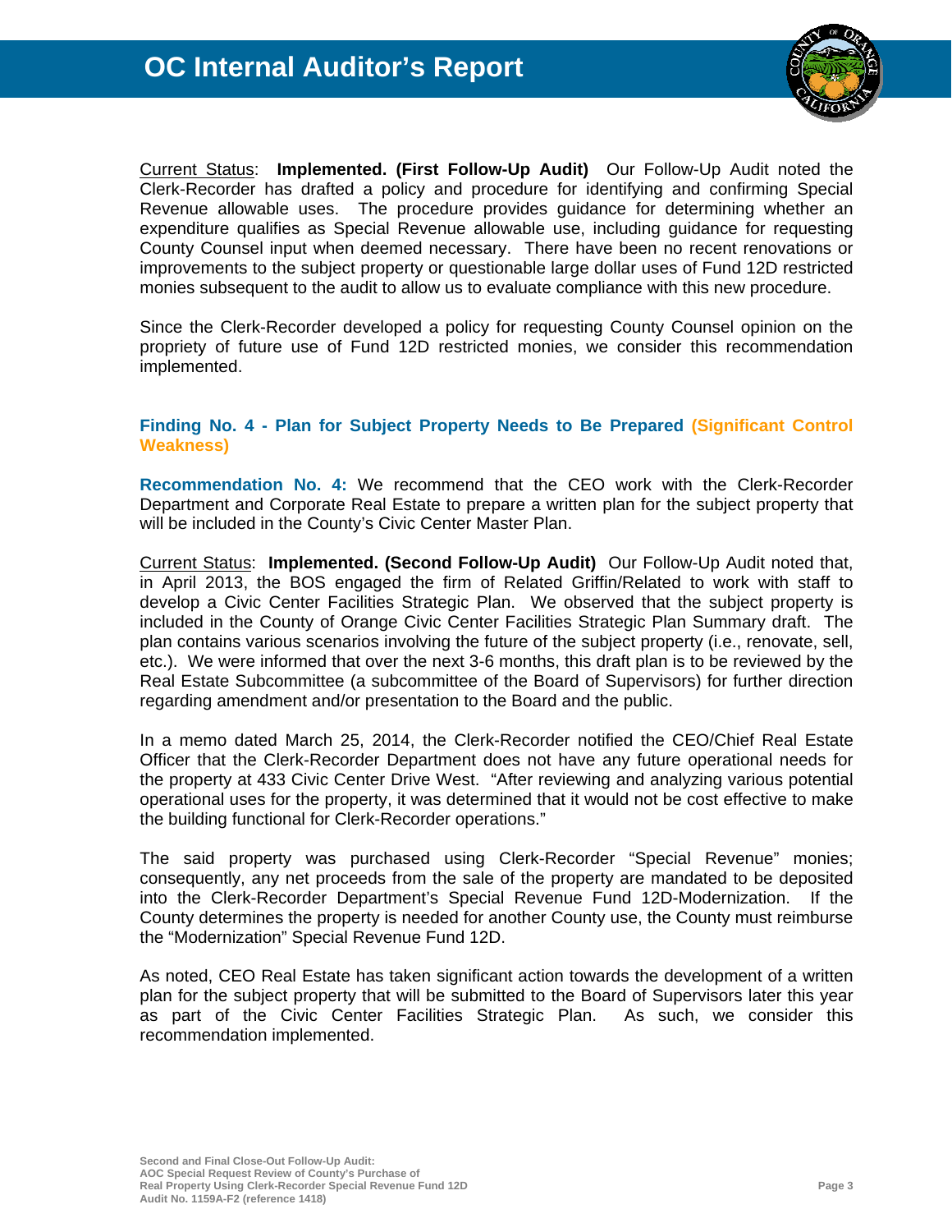Current Status: **Implemented. (First Follow-Up Audit)** Our Follow-Up Audit noted the Clerk-Recorder has drafted a policy and procedure for identifying and confirming Special Revenue allowable uses. The procedure provides guidance for determining whether an expenditure qualifies as Special Revenue allowable use, including guidance for requesting County Counsel input when deemed necessary. There have been no recent renovations or improvements to the subject property or questionable large dollar uses of Fund 12D restricted monies subsequent to the audit to allow us to evaluate compliance with this new procedure.

Since the Clerk-Recorder developed a policy for requesting County Counsel opinion on the propriety of future use of Fund 12D restricted monies, we consider this recommendation implemented.

### Finding No. 4 - Plan for Subject Property Needs to Be Prepared (Significant Control Weakness)

**Recommendation No. 4:** We recommend that the CEO work with the Clerk-Recorder Department and Corporate Real Estate to prepare a written plan for the subject property that will be included in the County's Civic Center Master Plan.

Current Status: **Implemented. (Second Follow-Up Audit)** Our Follow-Up Audit noted that, in April 2013, the BOS engaged the firm of Related Griffin/Related to work with staff to develop a Civic Center Facilities Strategic Plan. We observed that the subject property is included in the County of Orange Civic Center Facilities Strategic Plan Summary draft. The plan contains various scenarios involving the future of the subject property (i.e., renovate, sell, etc.). We were informed that over the next 3-6 months, this draft plan is to be reviewed by the Real Estate Subcommittee (a subcommittee of the Board of Supervisors) for further direction regarding amendment and/or presentation to the Board and the public.

In a memo dated March 25, 2014, the Clerk-Recorder notified the CEO/Chief Real Estate Officer that the Clerk-Recorder Department does not have any future operational needs for the property at 433 Civic Center Drive West. "After reviewing and analyzing various potential operational uses for the property, it was determined that it would not be cost effective to make the building functional for Clerk-Recorder operations."

The said property was purchased using Clerk-Recorder "Special Revenue" monies; consequently, any net proceeds from the sale of the property are mandated to be deposited into the Clerk-Recorder Department's Special Revenue Fund 12D-Modernization. If the County determines the property is needed for another County use, the County must reimburse the "Modernization" Special Revenue Fund 12D.

As noted, CEO Real Estate has taken significant action towards the development of a written plan for the subject property that will be submitted to the Board of Supervisors later this year as part of the Civic Center Facilities Strategic Plan. As such, we consider this recommendation implemented.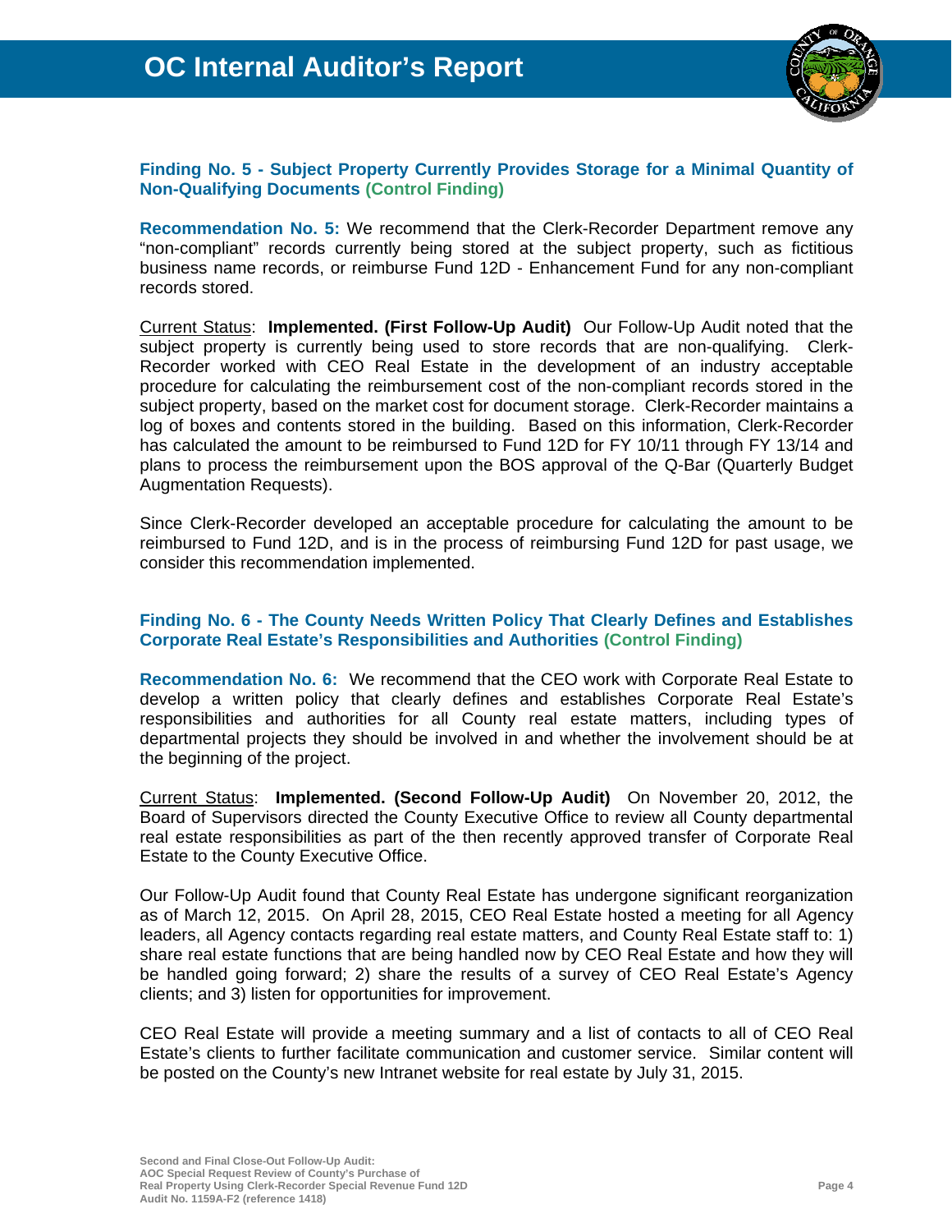**Finding No. 5 - Subject Property Currently Provides Storage for a Minimal Quantity of Non-Qualifying Documents (Control Finding)**

**Recommendation No. 5:** We recommend that the Clerk-Recorder Department remove any "non-compliant" records currently being stored at the subject property, such as fictitious business name records, or reimburse Fund 12D - Enhancement Fund for any non-compliant records stored.

Current Status: **Implemented. (First Follow-Up Audit)** Our Follow-Up Audit noted that the subject property is currently being used to store records that are non-qualifying. Clerk-Recorder worked with CEO Real Estate in the development of an industry acceptable procedure for calculating the reimbursement cost of the non-compliant records stored in the subject property, based on the market cost for document storage. Clerk-Recorder maintains a log of boxes and contents stored in the building. Based on this information, Clerk-Recorder has calculated the amount to be reimbursed to Fund 12D for FY 10/11 through FY 13/14 and plans to process the reimbursement upon the BOS approval of the Q-Bar (Quarterly Budget Augmentation Requests).

Since Clerk-Recorder developed an acceptable procedure for calculating the amount to be reimbursed to Fund 12D, and is in the process of reimbursing Fund 12D for past usage, we consider this recommendation implemented.

**Finding No. 6 - The County Needs Written Policy That Clearly Defines and Establishes Corporate Real Estate's Responsibilities and Authorities (Control Finding)**

**Recommendation No. 6:** We recommend that the CEO work with Corporate Real Estate to develop a written policy that clearly defines and establishes Corporate Real Estate's responsibilities and authorities for all County real estate matters, including types of departmental projects they should be involved in and whether the involvement should be at the beginning of the project.

Current Status: **Implemented. (Second Follow-Up Audit)** On November 20, 2012, the Board of Supervisors directed the County Executive Office to review all County departmental real estate responsibilities as part of the then recently approved transfer of Corporate Real Estate to the County Executive Office.

Our Follow-Up Audit found that County Real Estate has undergone significant reorganization as of March 12, 2015. On April 28, 2015, CEO Real Estate hosted a meeting for all Agency leaders, all Agency contacts regarding real estate matters, and County Real Estate staff to: 1) share real estate functions that are being handled now by CEO Real Estate and how they will be handled going forward; 2) share the results of a survey of CEO Real Estate's Agency clients; and 3) listen for opportunities for improvement.

CEO Real Estate will provide a meeting summary and a list of contacts to all of CEO Real Estate's clients to further facilitate communication and customer service. Similar content will be posted on the County's new Intranet website for real estate by July 31, 2015.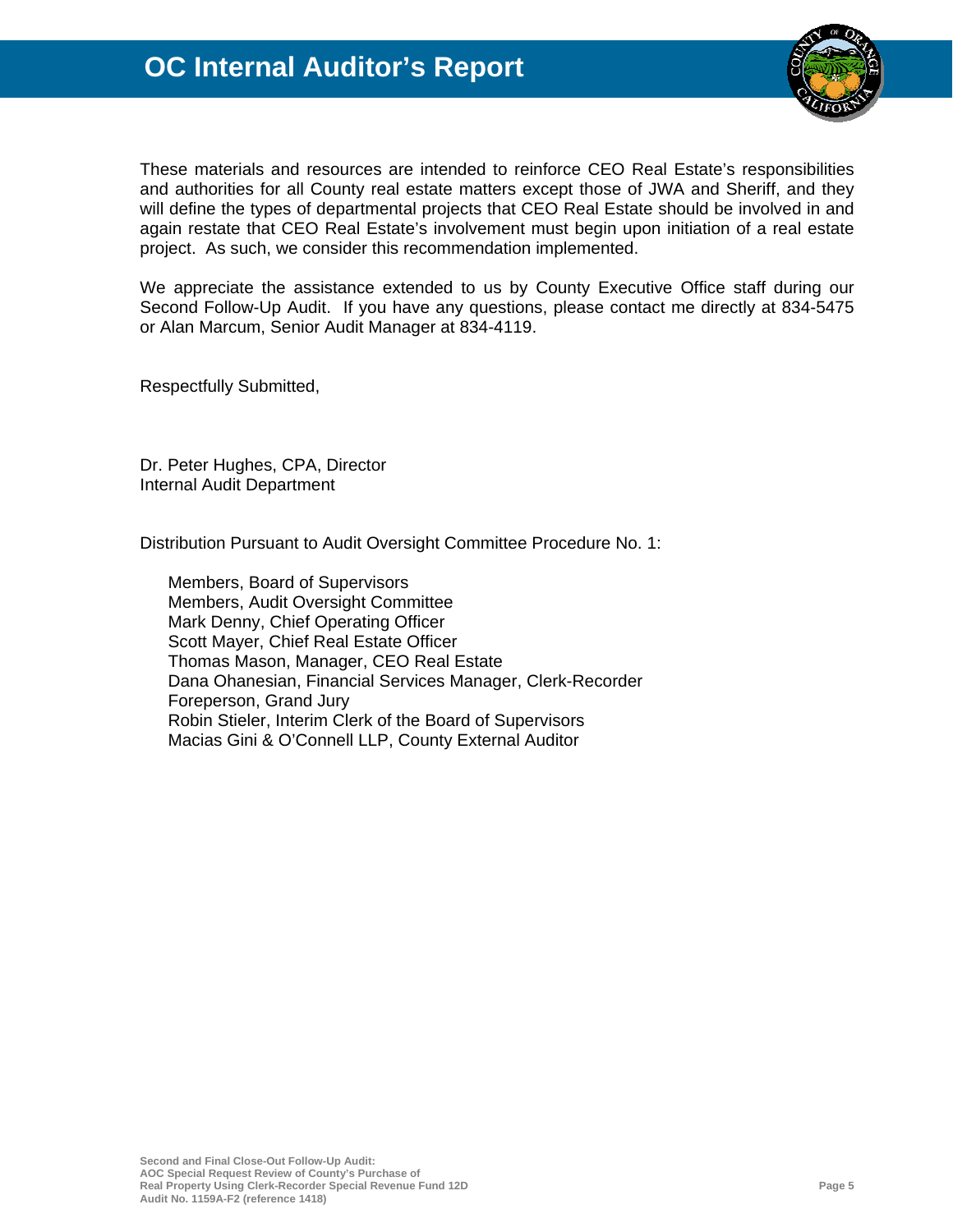These materials and resources are intended to reinforce CEO Real Estate's responsibilities and authorities for all County real estate matters except those of JWA and Sheriff, and they will define the types of departmental projects that CEO Real Estate should be involved in and again restate that CEO Real Estate's involvement must begin upon initiation of a real estate project. As such, we consider this recommendation implemented.

We appreciate the assistance extended to us by County Executive Office staff during our Second Follow-Up Audit. If you have any questions, please contact me directly at 834-5475 or Alan Marcum, Senior Audit Manager at 834-4119.

Respectfully Submitted,

Dr. Peter Hughes, CPA, Director
Internal Audit Department

Distribution Pursuant to Audit Oversight Committee Procedure No. 1:

Members, Board of Supervisors
Members, Audit Oversight Committee
Mark Denny, Chief Operating Officer
Scott Mayer, Chief Real Estate Officer
Thomas Mason, Manager, CEO Real Estate
Dana Ohanesian, Financial Services Manager, Clerk-Recorder
Foreperson, Grand Jury
Robin Stieler, Interim Clerk of the Board of Supervisors
Macias Gini & O'Connell LLP, County External Auditor